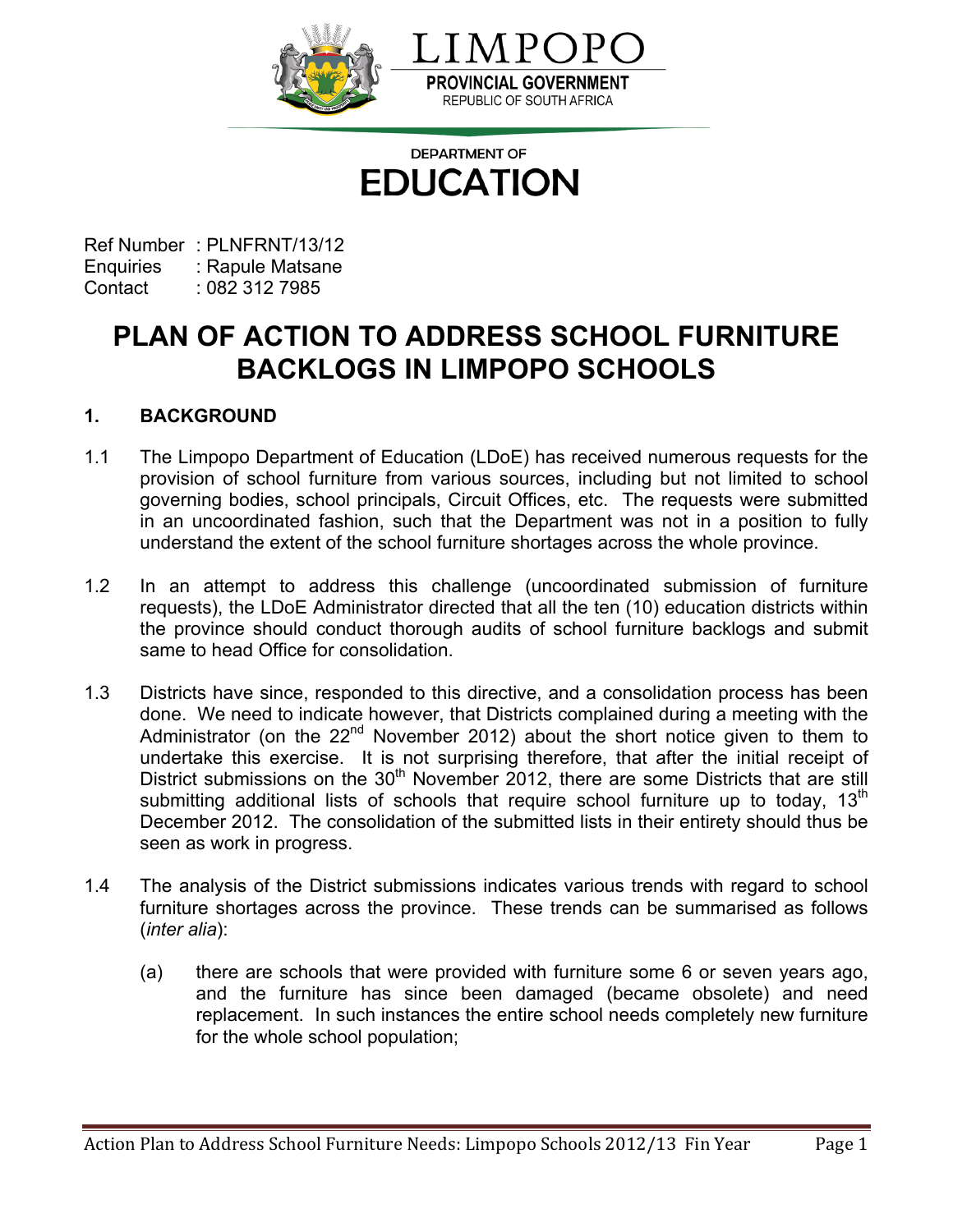LIMPOPO

PROVINCIAL GOVERNMENT

REPUBLIC OF SOUTH AFRICA

DEPARTMENT OF

EDUCATION

Ref Number : PLNFRNT/13/12
Enquiries : Rapule Matsane
Contact : 082 312 7985

# PLAN OF ACTION TO ADDRESS SCHOOL FURNITURE BACKLOGS IN LIMPOPO SCHOOLS

## 1. BACKGROUND

1.1 The Limpopo Department of Education (LDoE) has received numerous requests for the provision of school furniture from various sources, including but not limited to school governing bodies, school principals, Circuit Offices, etc. The requests were submitted in an uncoordinated fashion, such that the Department was not in a position to fully understand the extent of the school furniture shortages across the whole province.

1.2 In an attempt to address this challenge (uncoordinated submission of furniture requests), the LDoE Administrator directed that all the ten (10) education districts within the province should conduct thorough audits of school furniture backlogs and submit same to head Office for consolidation.

1.3 Districts have since, responded to this directive, and a consolidation process has been done. We need to indicate however, that Districts complained during a meeting with the Administrator (on the 22nd November 2012) about the short notice given to them to undertake this exercise. It is not surprising therefore, that after the initial receipt of District submissions on the 30th November 2012, there are some Districts that are still submitting additional lists of schools that require school furniture up to today, 13th December 2012. The consolidation of the submitted lists in their entirety should thus be seen as work in progress.

1.4 The analysis of the District submissions indicates various trends with regard to school furniture shortages across the province. These trends can be summarised as follows (*inter alia*):

(a) there are schools that were provided with furniture some 6 or seven years ago, and the furniture has since been damaged (became obsolete) and need replacement. In such instances the entire school needs completely new furniture for the whole school population;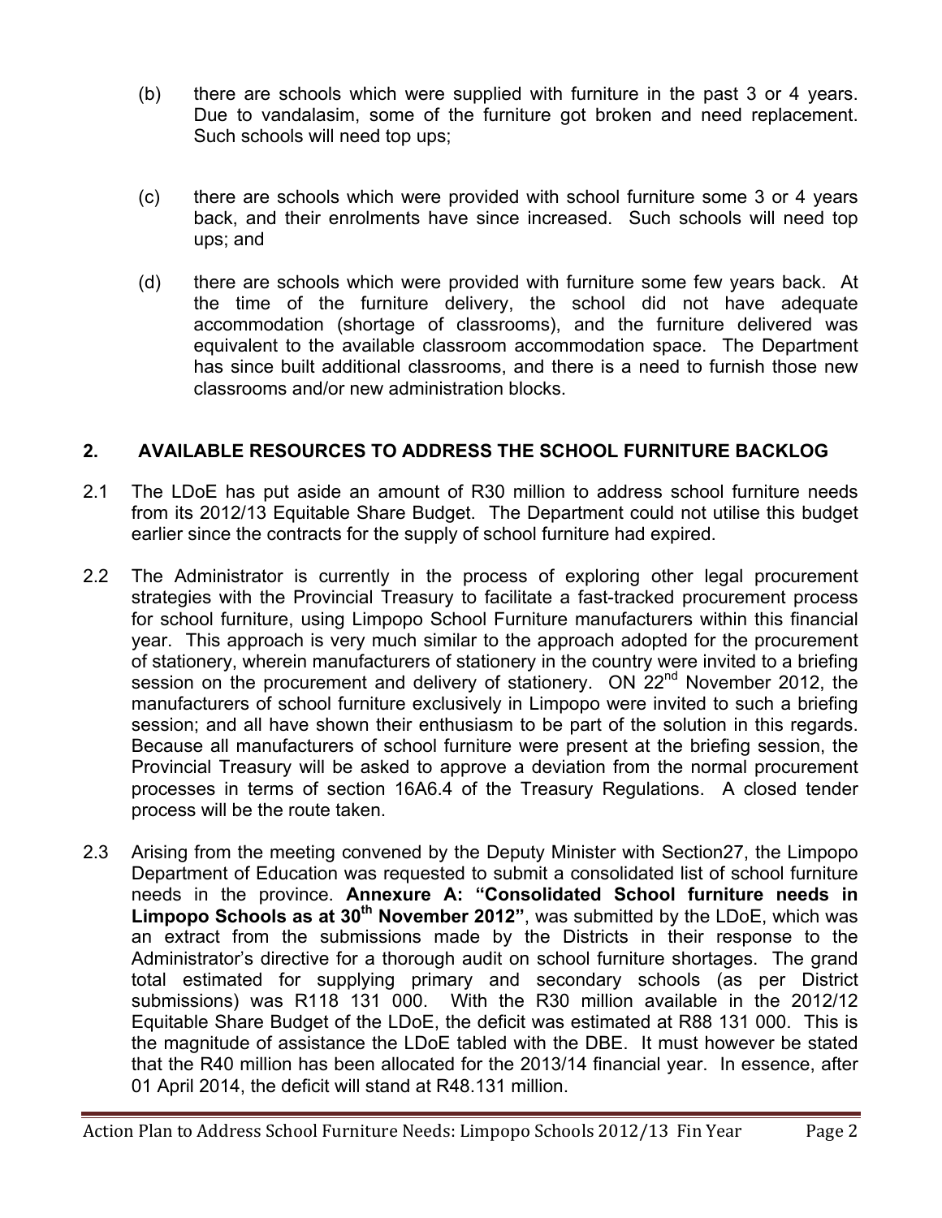(b) there are schools which were supplied with furniture in the past 3 or 4 years. Due to vandalasim, some of the furniture got broken and need replacement. Such schools will need top ups;

(c) there are schools which were provided with school furniture some 3 or 4 years back, and their enrolments have since increased. Such schools will need top ups; and

(d) there are schools which were provided with furniture some few years back. At the time of the furniture delivery, the school did not have adequate accommodation (shortage of classrooms), and the furniture delivered was equivalent to the available classroom accommodation space. The Department has since built additional classrooms, and there is a need to furnish those new classrooms and/or new administration blocks.

## 2. AVAILABLE RESOURCES TO ADDRESS THE SCHOOL FURNITURE BACKLOG

2.1 The LDoE has put aside an amount of R30 million to address school furniture needs from its 2012/13 Equitable Share Budget. The Department could not utilise this budget earlier since the contracts for the supply of school furniture had expired.

2.2 The Administrator is currently in the process of exploring other legal procurement strategies with the Provincial Treasury to facilitate a fast-tracked procurement process for school furniture, using Limpopo School Furniture manufacturers within this financial year. This approach is very much similar to the approach adopted for the procurement of stationery, wherein manufacturers of stationery in the country were invited to a briefing session on the procurement and delivery of stationery. ON 22nd November 2012, the manufacturers of school furniture exclusively in Limpopo were invited to such a briefing session; and all have shown their enthusiasm to be part of the solution in this regards. Because all manufacturers of school furniture were present at the briefing session, the Provincial Treasury will be asked to approve a deviation from the normal procurement processes in terms of section 16A6.4 of the Treasury Regulations. A closed tender process will be the route taken.

2.3 Arising from the meeting convened by the Deputy Minister with Section27, the Limpopo Department of Education was requested to submit a consolidated list of school furniture needs in the province. **Annexure A: "Consolidated School furniture needs in Limpopo Schools as at 30th November 2012"**, was submitted by the LDoE, which was an extract from the submissions made by the Districts in their response to the Administrator's directive for a thorough audit on school furniture shortages. The grand total estimated for supplying primary and secondary schools (as per District submissions) was R118 131 000. With the R30 million available in the 2012/12 Equitable Share Budget of the LDoE, the deficit was estimated at R88 131 000. This is the magnitude of assistance the LDoE tabled with the DBE. It must however be stated that the R40 million has been allocated for the 2013/14 financial year. In essence, after 01 April 2014, the deficit will stand at R48.131 million.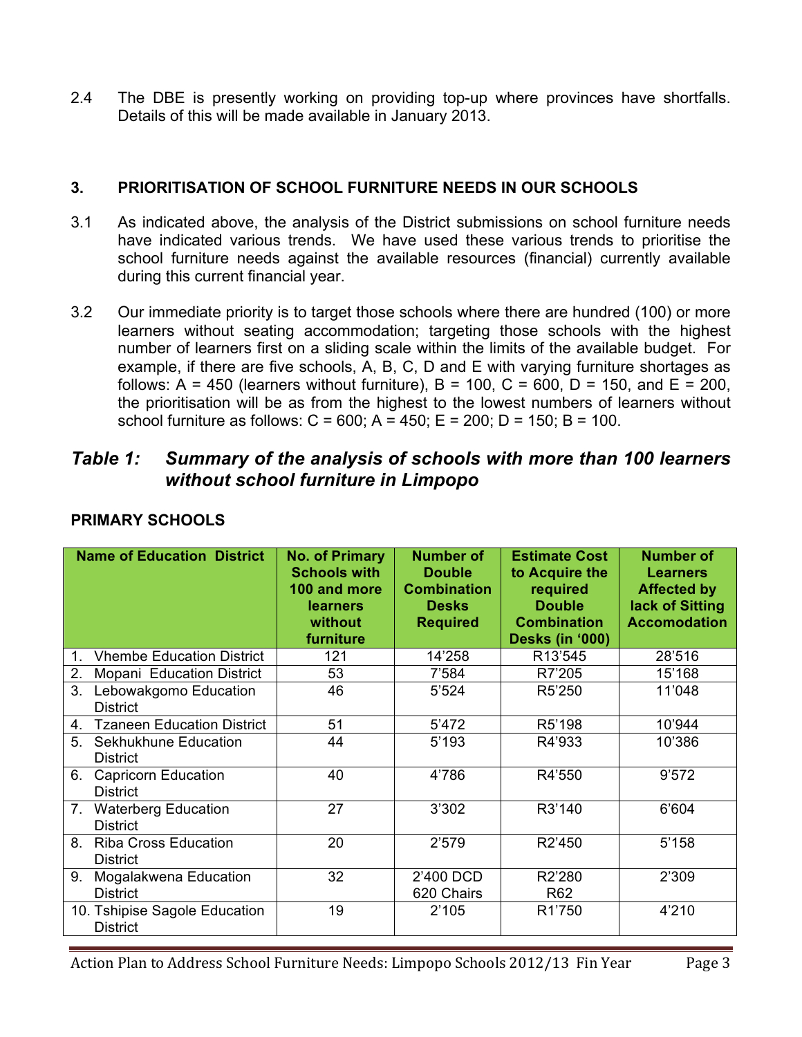2.4 The DBE is presently working on providing top-up where provinces have shortfalls. Details of this will be made available in January 2013.

## 3. PRIORITISATION OF SCHOOL FURNITURE NEEDS IN OUR SCHOOLS

3.1 As indicated above, the analysis of the District submissions on school furniture needs have indicated various trends. We have used these various trends to prioritise the school furniture needs against the available resources (financial) currently available during this current financial year.

3.2 Our immediate priority is to target those schools where there are hundred (100) or more learners without seating accommodation; targeting those schools with the highest number of learners first on a sliding scale within the limits of the available budget. For example, if there are five schools, A, B, C, D and E with varying furniture shortages as follows: A = 450 (learners without furniture), B = 100, C = 600, D = 150, and E = 200, the prioritisation will be as from the highest to the lowest numbers of learners without school furniture as follows: C = 600; A = 450; E = 200; D = 150; B = 100.

## *Table 1: Summary of the analysis of schools with more than 100 learners without school furniture in Limpopo*

**PRIMARY SCHOOLS**

| Name of Education District | No. of Primary Schools with 100 and more learners without furniture | Number of Double Combination Desks Required | Estimate Cost to Acquire the required Double Combination Desks (in '000) | Number of Learners Affected by lack of Sitting Accomodation |
|---|---|---|---|---|
| 1. Vhembe Education District | 121 | 14'258 | R13'545 | 28'516 |
| 2. Mopani Education District | 53 | 7'584 | R7'205 | 15'168 |
| 3. Lebowakgomo Education District | 46 | 5'524 | R5'250 | 11'048 |
| 4. Tzaneen Education District | 51 | 5'472 | R5'198 | 10'944 |
| 5. Sekhukhune Education District | 44 | 5'193 | R4'933 | 10'386 |
| 6. Capricorn Education District | 40 | 4'786 | R4'550 | 9'572 |
| 7. Waterberg Education District | 27 | 3'302 | R3'140 | 6'604 |
| 8. Riba Cross Education District | 20 | 2'579 | R2'450 | 5'158 |
| 9. Mogalakwena Education District | 32 | 2'400 DCD<br>620 Chairs | R2'280<br>R62 | 2'309 |
| 10. Tshipise Sagole Education District | 19 | 2'105 | R1'750 | 4'210 |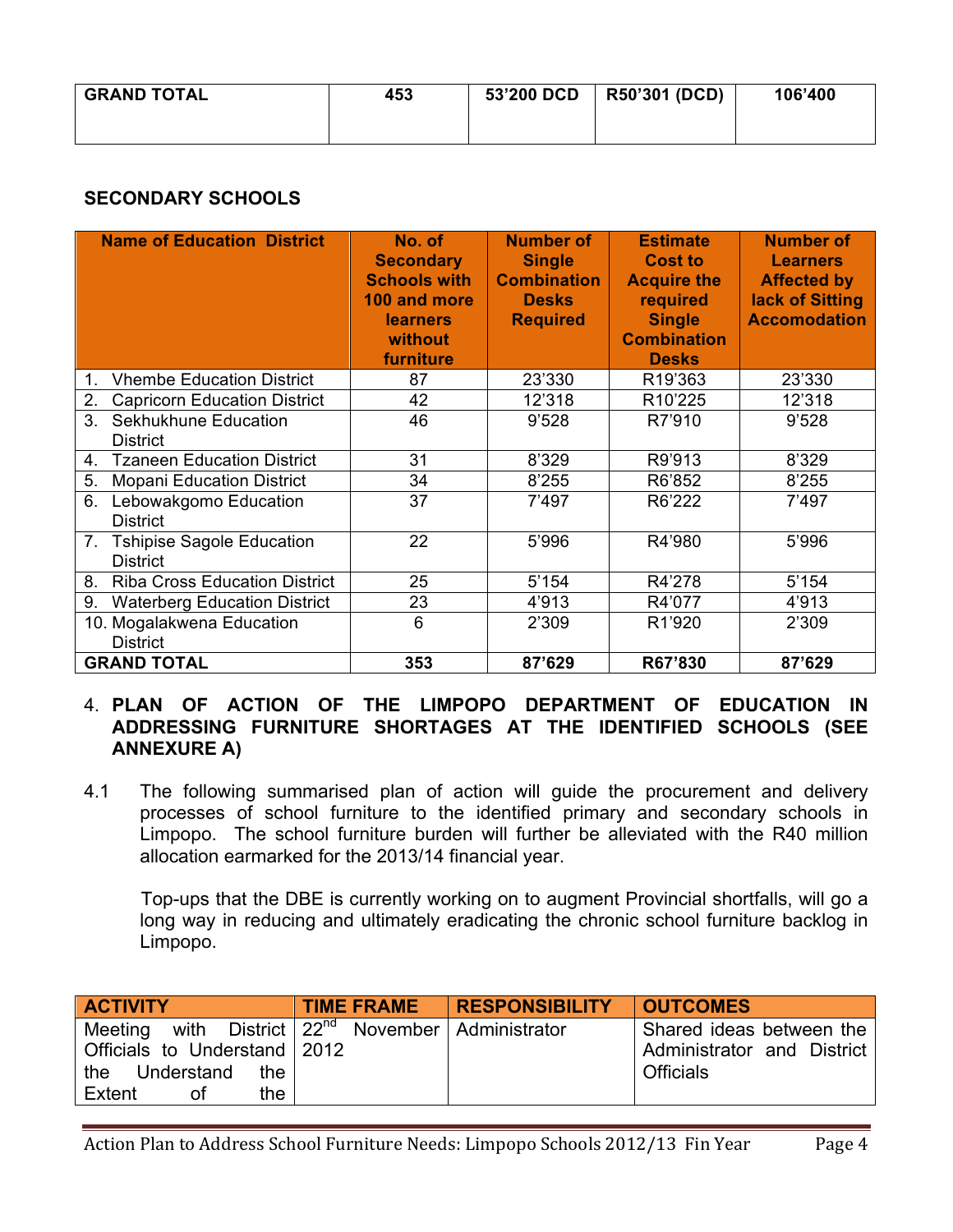| GRAND TOTAL | 453 | 53'200 DCD | R50'301 (DCD) | 106'400 |
|---|---|---|---|---|

**SECONDARY SCHOOLS**

| Name of Education District | No. of Secondary Schools with 100 and more learners without furniture | Number of Single Combination Desks Required | Estimate Cost to Acquire the required Single Combination Desks | Number of Learners Affected by lack of Sitting Accomodation |
|---|---|---|---|---|
| 1. Vhembe Education District | 87 | 23'330 | R19'363 | 23'330 |
| 2. Capricorn Education District | 42 | 12'318 | R10'225 | 12'318 |
| 3. Sekhukhune Education District | 46 | 9'528 | R7'910 | 9'528 |
| 4. Tzaneen Education District | 31 | 8'329 | R9'913 | 8'329 |
| 5. Mopani Education District | 34 | 8'255 | R6'852 | 8'255 |
| 6. Lebowakgomo Education District | 37 | 7'497 | R6'222 | 7'497 |
| 7. Tshipise Sagole Education District | 22 | 5'996 | R4'980 | 5'996 |
| 8. Riba Cross Education District | 25 | 5'154 | R4'278 | 5'154 |
| 9. Waterberg Education District | 23 | 4'913 | R4'077 | 4'913 |
| 10. Mogalakwena Education District | 6 | 2'309 | R1'920 | 2'309 |
| **GRAND TOTAL** | **353** | **87'629** | **R67'830** | **87'629** |

4. **PLAN OF ACTION OF THE LIMPOPO DEPARTMENT OF EDUCATION IN ADDRESSING FURNITURE SHORTAGES AT THE IDENTIFIED SCHOOLS (SEE ANNEXURE A)**

4.1 The following summarised plan of action will guide the procurement and delivery processes of school furniture to the identified primary and secondary schools in Limpopo. The school furniture burden will further be alleviated with the R40 million allocation earmarked for the 2013/14 financial year.

Top-ups that the DBE is currently working on to augment Provincial shortfalls, will go a long way in reducing and ultimately eradicating the chronic school furniture backlog in Limpopo.

| ACTIVITY | TIME FRAME | RESPONSIBILITY | OUTCOMES |
|---|---|---|---|
| Meeting with District Officials to Understand the Understand the Extent of the | 22nd November 2012 | Administrator | Shared ideas between the Administrator and District Officials |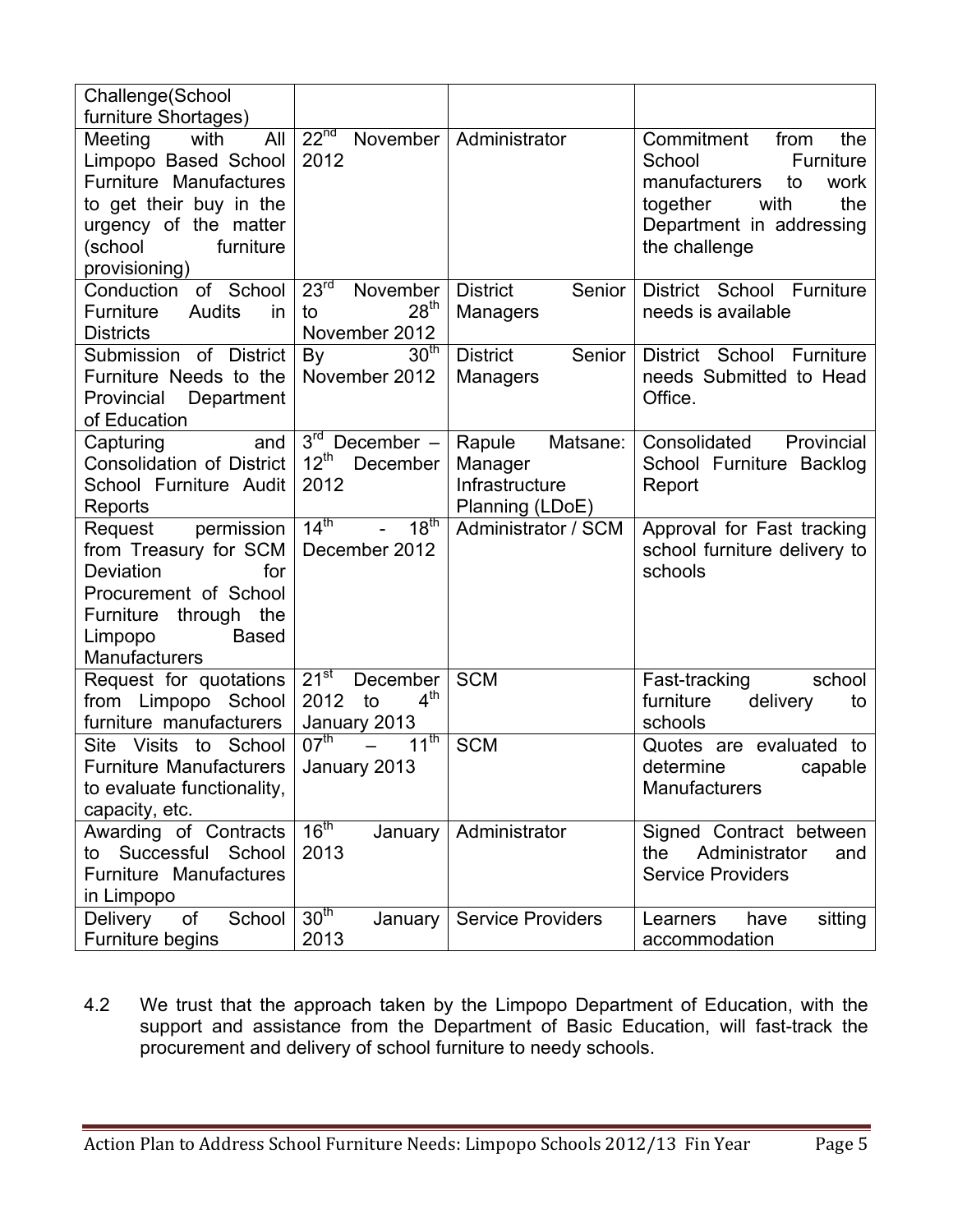| Challenge(School furniture Shortages) | | | |
|---|---|---|---|
| Meeting with All Limpopo Based School Furniture Manufactures to get their buy in the urgency of the matter (school furniture provisioning) | 22nd November 2012 | Administrator | Commitment from the School Furniture manufacturers to work together with the Department in addressing the challenge |
| Conduction of School Furniture Audits in Districts | 23rd November to 28th November 2012 | District Senior Managers | District School Furniture needs is available |
| Submission of District Furniture Needs to the Provincial Department of Education | By 30th November 2012 | District Senior Managers | District School Furniture needs Submitted to Head Office. |
| Capturing and Consolidation of District School Furniture Audit Reports | 3rd December – 12th December 2012 | Rapule Matsane: Manager Infrastructure Planning (LDoE) | Consolidated Provincial School Furniture Backlog Report |
| Request permission from Treasury for SCM Deviation for Procurement of School Furniture through the Limpopo Based Manufacturers | 14th - 18th December 2012 | Administrator / SCM | Approval for Fast tracking school furniture delivery to schools |
| Request for quotations from Limpopo School furniture manufacturers | 21st December 2012 to 4th January 2013 | SCM | Fast-tracking school furniture delivery to schools |
| Site Visits to School Furniture Manufacturers to evaluate functionality, capacity, etc. | 07th – 11th January 2013 | SCM | Quotes are evaluated to determine capable Manufacturers |
| Awarding of Contracts to Successful School Furniture Manufactures in Limpopo | 16th January 2013 | Administrator | Signed Contract between the Administrator and Service Providers |
| Delivery of School Furniture begins | 30th January 2013 | Service Providers | Learners have sitting accommodation |

4.2 We trust that the approach taken by the Limpopo Department of Education, with the support and assistance from the Department of Basic Education, will fast-track the procurement and delivery of school furniture to needy schools.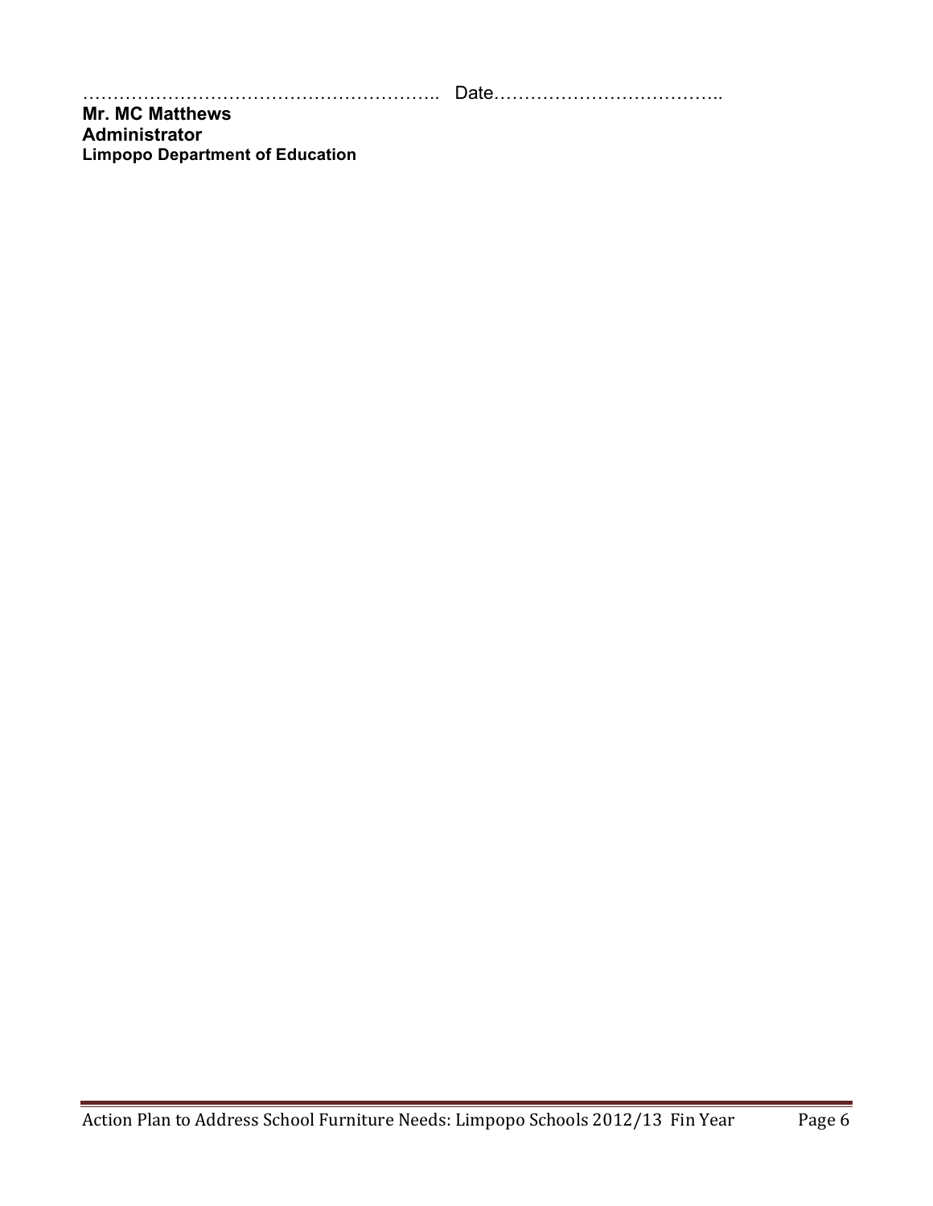………………………………………………….. Date………………………………..

**Mr. MC Matthews**
**Administrator**
**Limpopo Department of Education**